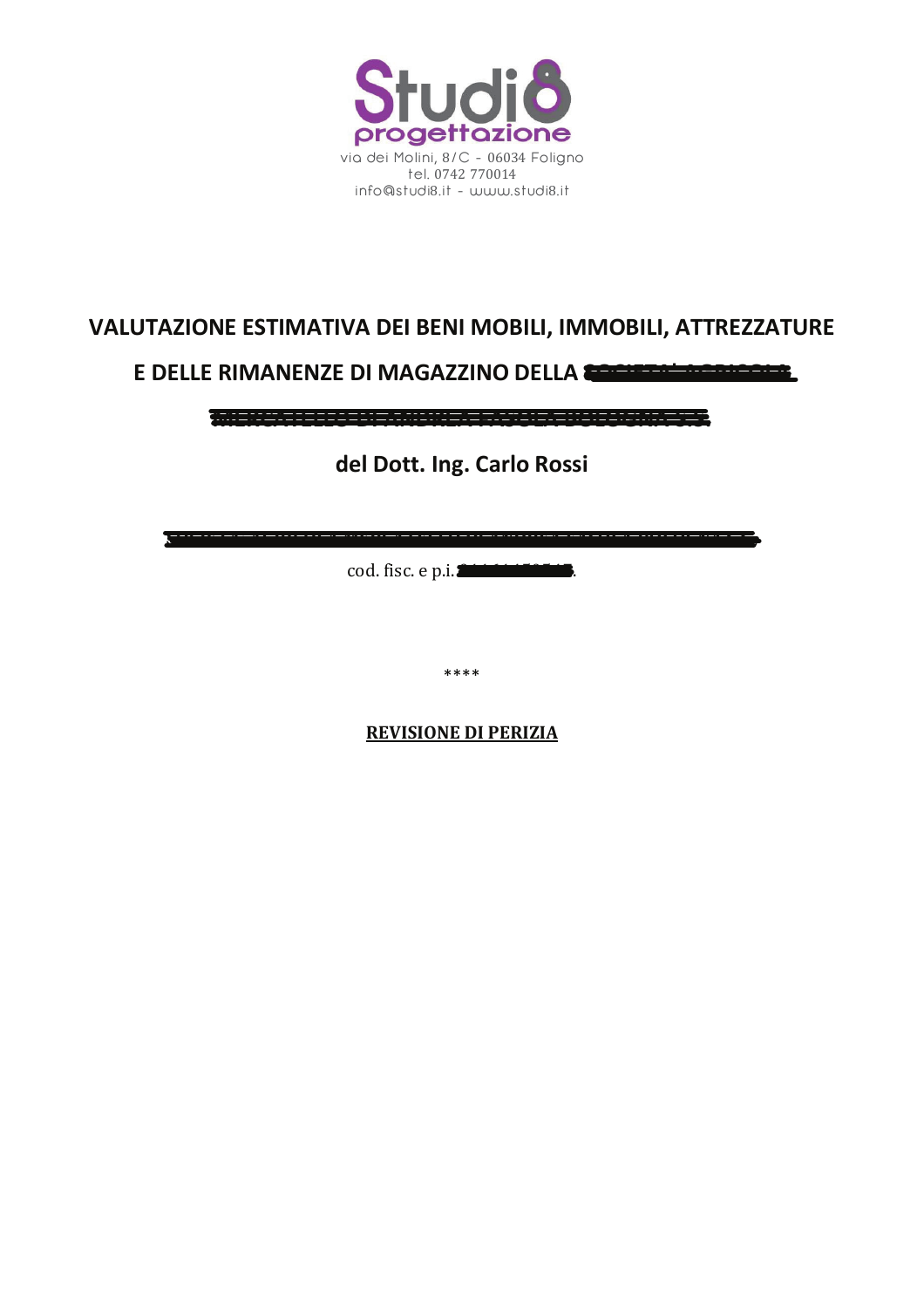Studi8
progettazione
via dei Molini, 8/C - 06034 Foligno
tel. 0742 770014
info@studi8.it - www.studi8.it

# VALUTAZIONE ESTIMATIVA DEI BENI MOBILI, IMMOBILI, ATTREZZATURE E DELLE RIMANENZE DI MAGAZZINO DELLA

**del Dott. Ing. Carlo Rossi**

cod. fisc. e p.i. .

\*\*\*\*

**REVISIONE DI PERIZIA**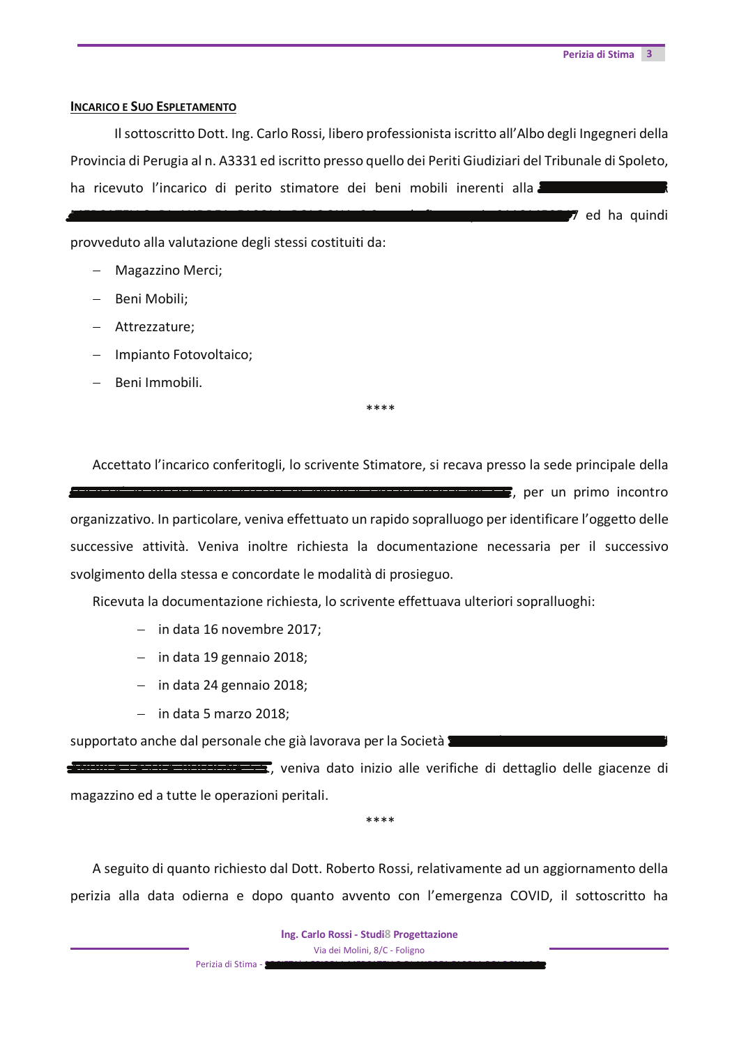**INCARICO E SUO ESPLETAMENTO**

Il sottoscritto Dott. Ing. Carlo Rossi, libero professionista iscritto all'Albo degli Ingegneri della Provincia di Perugia al n. A3331 ed iscritto presso quello dei Periti Giudiziari del Tribunale di Spoleto, ha ricevuto l'incarico di perito stimatore dei beni mobili inerenti alla [REDACTED] ed ha quindi provveduto alla valutazione degli stessi costituiti da:

- Magazzino Merci;
- Beni Mobili;
- Attrezzature;
- Impianto Fotovoltaico;
- Beni Immobili.

\*\*\*\*

Accettato l'incarico conferitogli, lo scrivente Stimatore, si recava presso la sede principale della [REDACTED], per un primo incontro organizzativo. In particolare, veniva effettuato un rapido sopralluogo per identificare l'oggetto delle successive attività. Veniva inoltre richiesta la documentazione necessaria per il successivo svolgimento della stessa e concordate le modalità di prosieguo.

Ricevuta la documentazione richiesta, lo scrivente effettuava ulteriori sopralluoghi:

- in data 16 novembre 2017;
- in data 19 gennaio 2018;
- in data 24 gennaio 2018;
- in data 5 marzo 2018;

supportato anche dal personale che già lavorava per la Società [REDACTED], veniva dato inizio alle verifiche di dettaglio delle giacenze di magazzino ed a tutte le operazioni peritali.

\*\*\*\*

A seguito di quanto richiesto dal Dott. Roberto Rossi, relativamente ad un aggiornamento della perizia alla data odierna e dopo quanto avvento con l'emergenza COVID, il sottoscritto ha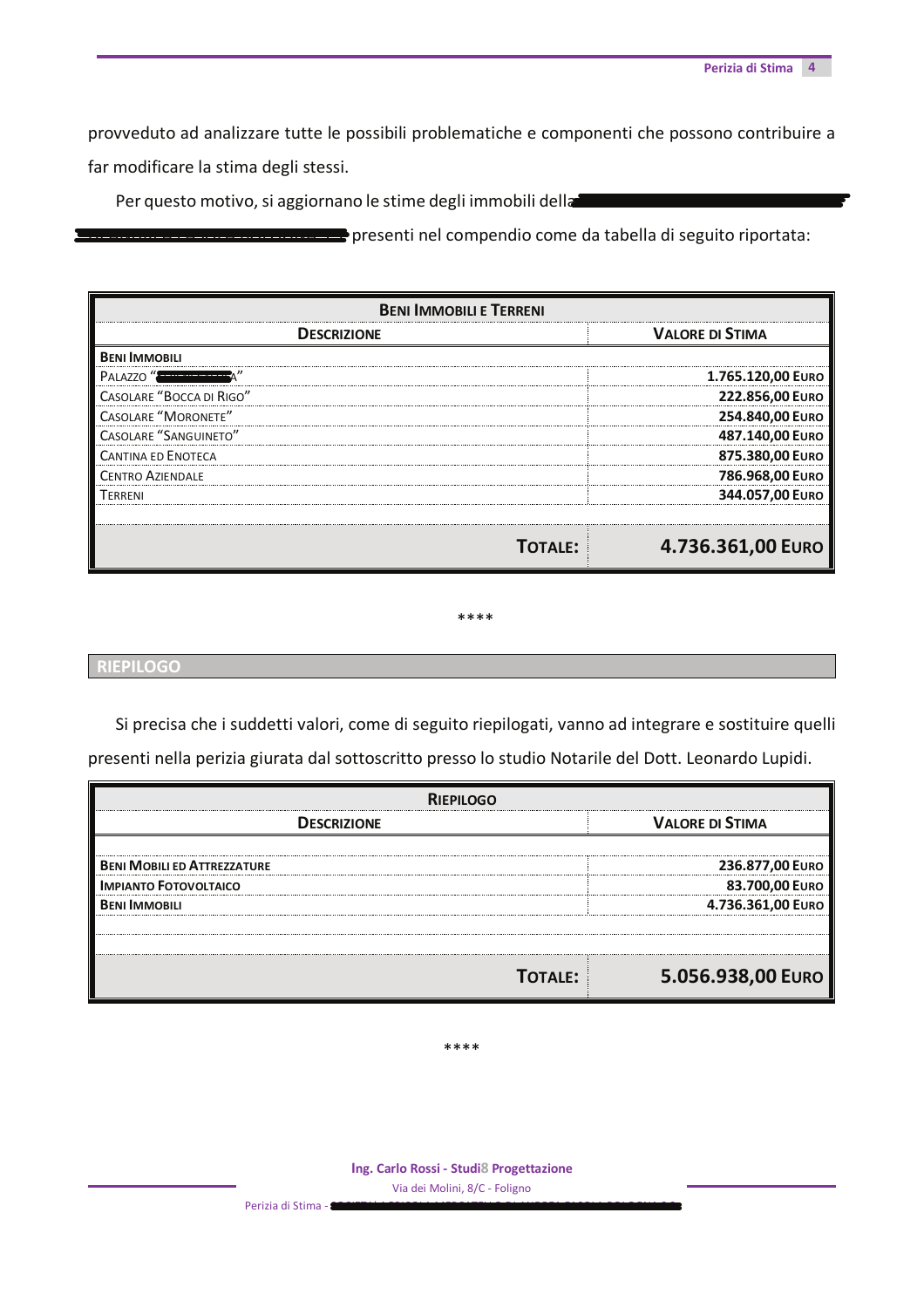provveduto ad analizzare tutte le possibili problematiche e componenti che possono contribuire a far modificare la stima degli stessi.

Per questo motivo, si aggiornano le stime degli immobili della presenti nel compendio come da tabella di seguito riportata:

| **Beni Immobili e Terreni** | |
|---|---|
| **Descrizione** | **Valore di Stima** |
| **Beni Immobili** | |
| Palazzo "A" | **1.765.120,00 Euro** |
| Casolare "Bocca di Rigo" | **222.856,00 Euro** |
| Casolare "Moronete" | **254.840,00 Euro** |
| Casolare "Sanguineto" | **487.140,00 Euro** |
| Cantina ed Enoteca | **875.380,00 Euro** |
| Centro Aziendale | **786.968,00 Euro** |
| Terreni | **344.057,00 Euro** |
| | |
| **Totale:** | **4.736.361,00 Euro** |

****

## RIEPILOGO

Si precisa che i suddetti valori, come di seguito riepilogati, vanno ad integrare e sostituire quelli presenti nella perizia giurata dal sottoscritto presso lo studio Notarile del Dott. Leonardo Lupidi.

| **Riepilogo** | |
|---|---|
| **Descrizione** | **Valore di Stima** |
| | |
| **Beni Mobili ed Attrezzature** | **236.877,00 Euro** |
| **Impianto Fotovoltaico** | **83.700,00 Euro** |
| **Beni Immobili** | **4.736.361,00 Euro** |
| | |
| | |
| **Totale:** | **5.056.938,00 Euro** |

****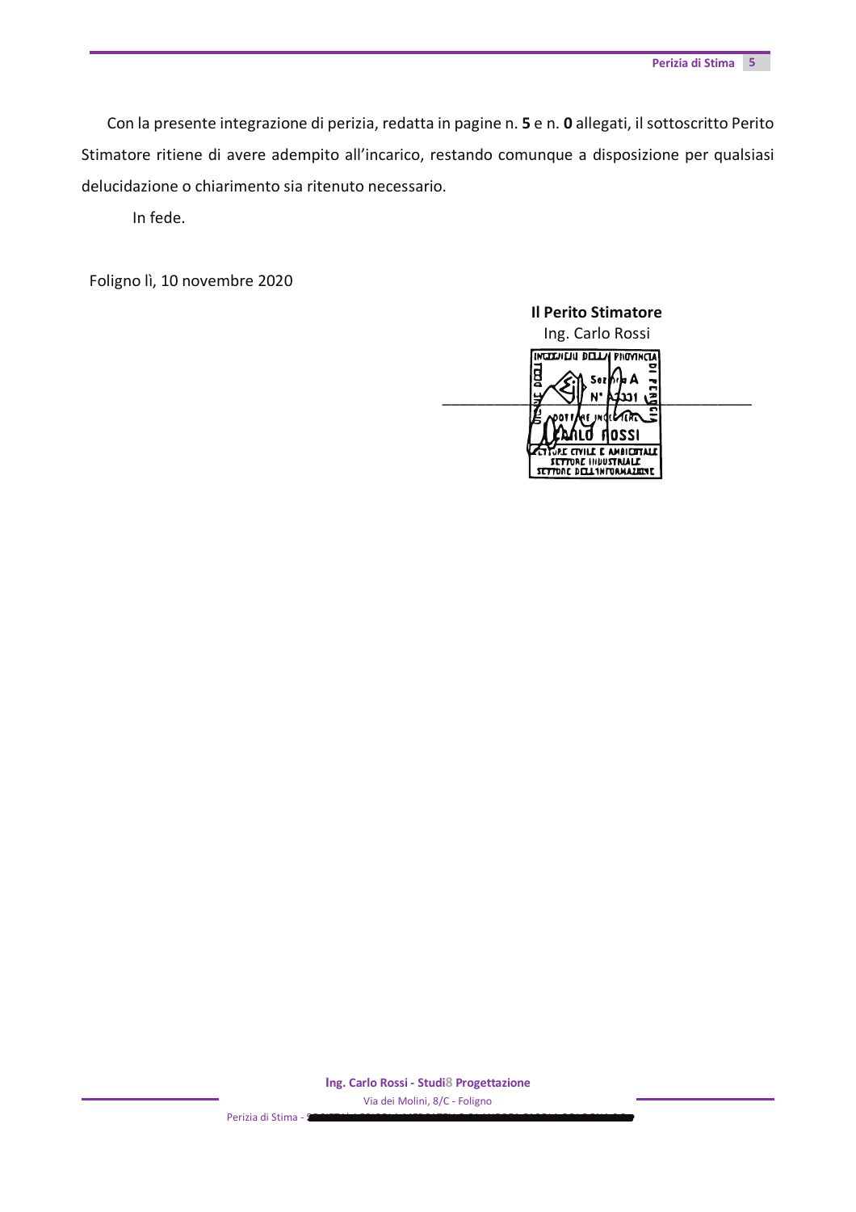Con la presente integrazione di perizia, redatta in pagine n. **5** e n. **0** allegati, il sottoscritto Perito Stimatore ritiene di avere adempito all'incarico, restando comunque a disposizione per qualsiasi delucidazione o chiarimento sia ritenuto necessario.

In fede.

Foligno lì, 10 novembre 2020

**Il Perito Stimatore**

Ing. Carlo Rossi

INGEGNERI DELLA PROVINCIA DI PERUGIA
Sezione A
N° A2331
DOTTORE INGEGNERE
CARLO ROSSI
SETTORE CIVILE E AMBIENTALE
SETTORE INDUSTRIALE
SETTORE DELL'INFORMAZIONE

______________________________